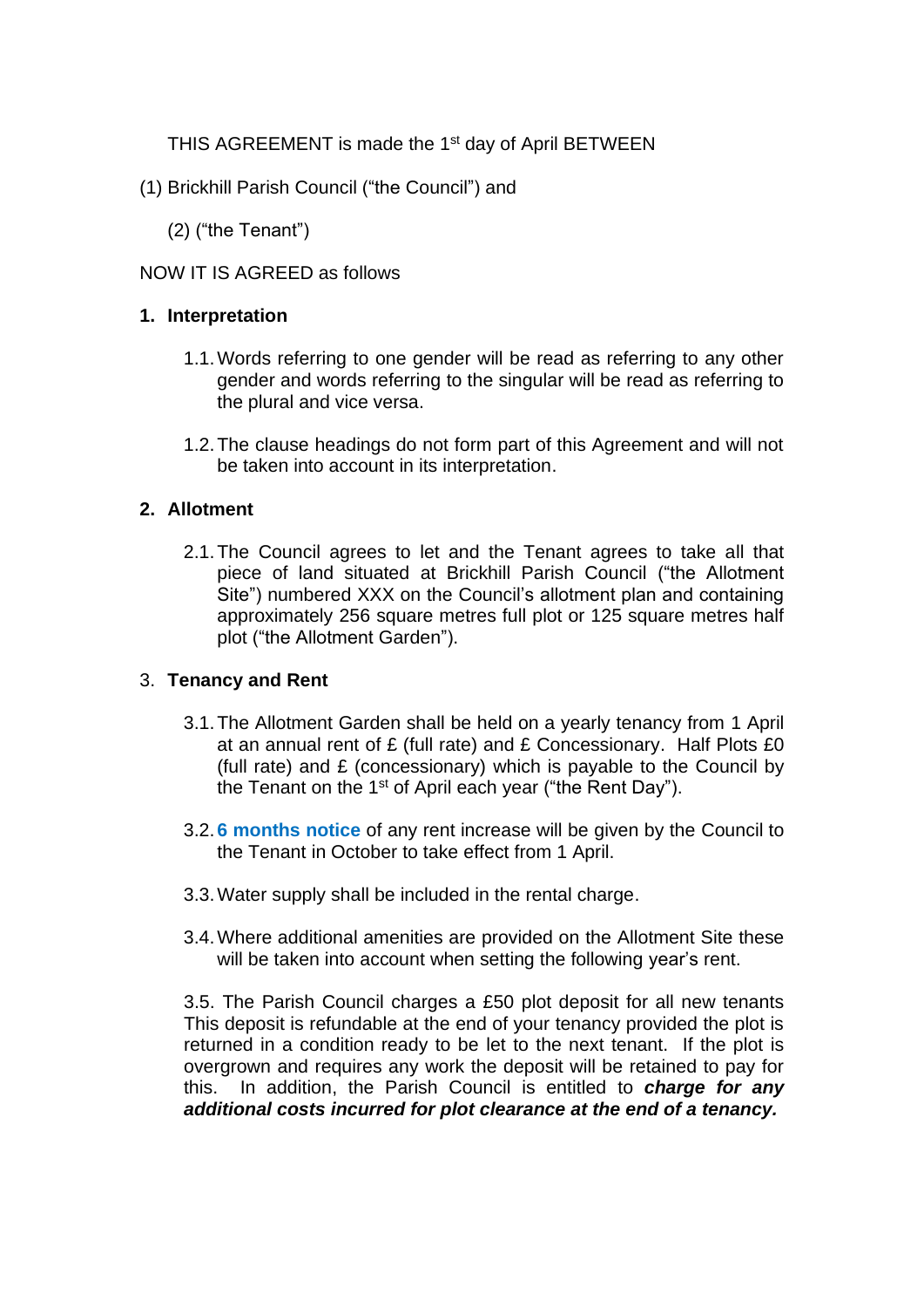THIS AGREEMENT is made the 1st day of April BETWEEN

(1) Brickhill Parish Council ("the Council") and

(2) ("the Tenant")

NOW IT IS AGREED as follows

## 1. Interpretation

1.1. Words referring to one gender will be read as referring to any other gender and words referring to the singular will be read as referring to the plural and vice versa.

1.2. The clause headings do not form part of this Agreement and will not be taken into account in its interpretation.

## 2. Allotment

2.1. The Council agrees to let and the Tenant agrees to take all that piece of land situated at Brickhill Parish Council ("the Allotment Site") numbered XXX on the Council's allotment plan and containing approximately 256 square metres full plot or 125 square metres half plot ("the Allotment Garden").

## 3. Tenancy and Rent

3.1. The Allotment Garden shall be held on a yearly tenancy from 1 April at an annual rent of £ (full rate) and £ Concessionary. Half Plots £0 (full rate) and £ (concessionary) which is payable to the Council by the Tenant on the 1st of April each year ("the Rent Day").

3.2. **6 months notice** of any rent increase will be given by the Council to the Tenant in October to take effect from 1 April.

3.3. Water supply shall be included in the rental charge.

3.4. Where additional amenities are provided on the Allotment Site these will be taken into account when setting the following year's rent.

3.5. The Parish Council charges a £50 plot deposit for all new tenants This deposit is refundable at the end of your tenancy provided the plot is returned in a condition ready to be let to the next tenant. If the plot is overgrown and requires any work the deposit will be retained to pay for this. In addition, the Parish Council is entitled to ***charge for any additional costs incurred for plot clearance at the end of a tenancy.***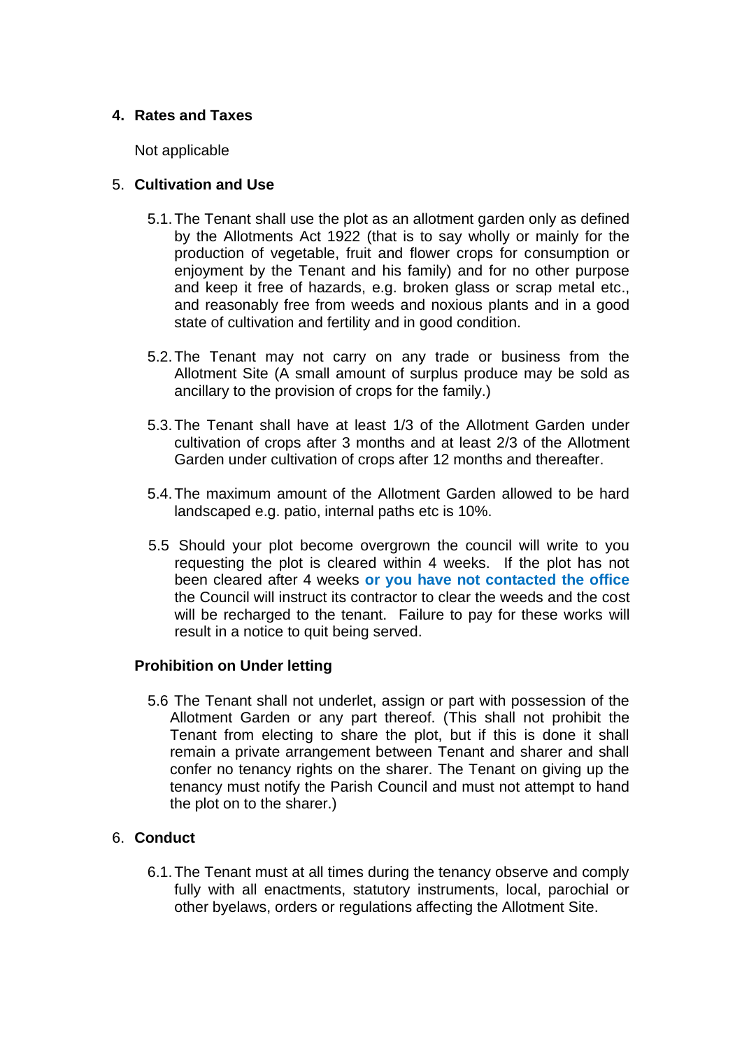## 4. Rates and Taxes

Not applicable

## 5. Cultivation and Use

5.1. The Tenant shall use the plot as an allotment garden only as defined by the Allotments Act 1922 (that is to say wholly or mainly for the production of vegetable, fruit and flower crops for consumption or enjoyment by the Tenant and his family) and for no other purpose and keep it free of hazards, e.g. broken glass or scrap metal etc., and reasonably free from weeds and noxious plants and in a good state of cultivation and fertility and in good condition.

5.2. The Tenant may not carry on any trade or business from the Allotment Site (A small amount of surplus produce may be sold as ancillary to the provision of crops for the family.)

5.3. The Tenant shall have at least 1/3 of the Allotment Garden under cultivation of crops after 3 months and at least 2/3 of the Allotment Garden under cultivation of crops after 12 months and thereafter.

5.4. The maximum amount of the Allotment Garden allowed to be hard landscaped e.g. patio, internal paths etc is 10%.

5.5 Should your plot become overgrown the council will write to you requesting the plot is cleared within 4 weeks. If the plot has not been cleared after 4 weeks **or you have not contacted the office** the Council will instruct its contractor to clear the weeds and the cost will be recharged to the tenant. Failure to pay for these works will result in a notice to quit being served.

### Prohibition on Under letting

5.6 The Tenant shall not underlet, assign or part with possession of the Allotment Garden or any part thereof. (This shall not prohibit the Tenant from electing to share the plot, but if this is done it shall remain a private arrangement between Tenant and sharer and shall confer no tenancy rights on the sharer. The Tenant on giving up the tenancy must notify the Parish Council and must not attempt to hand the plot on to the sharer.)

## 6. Conduct

6.1. The Tenant must at all times during the tenancy observe and comply fully with all enactments, statutory instruments, local, parochial or other byelaws, orders or regulations affecting the Allotment Site.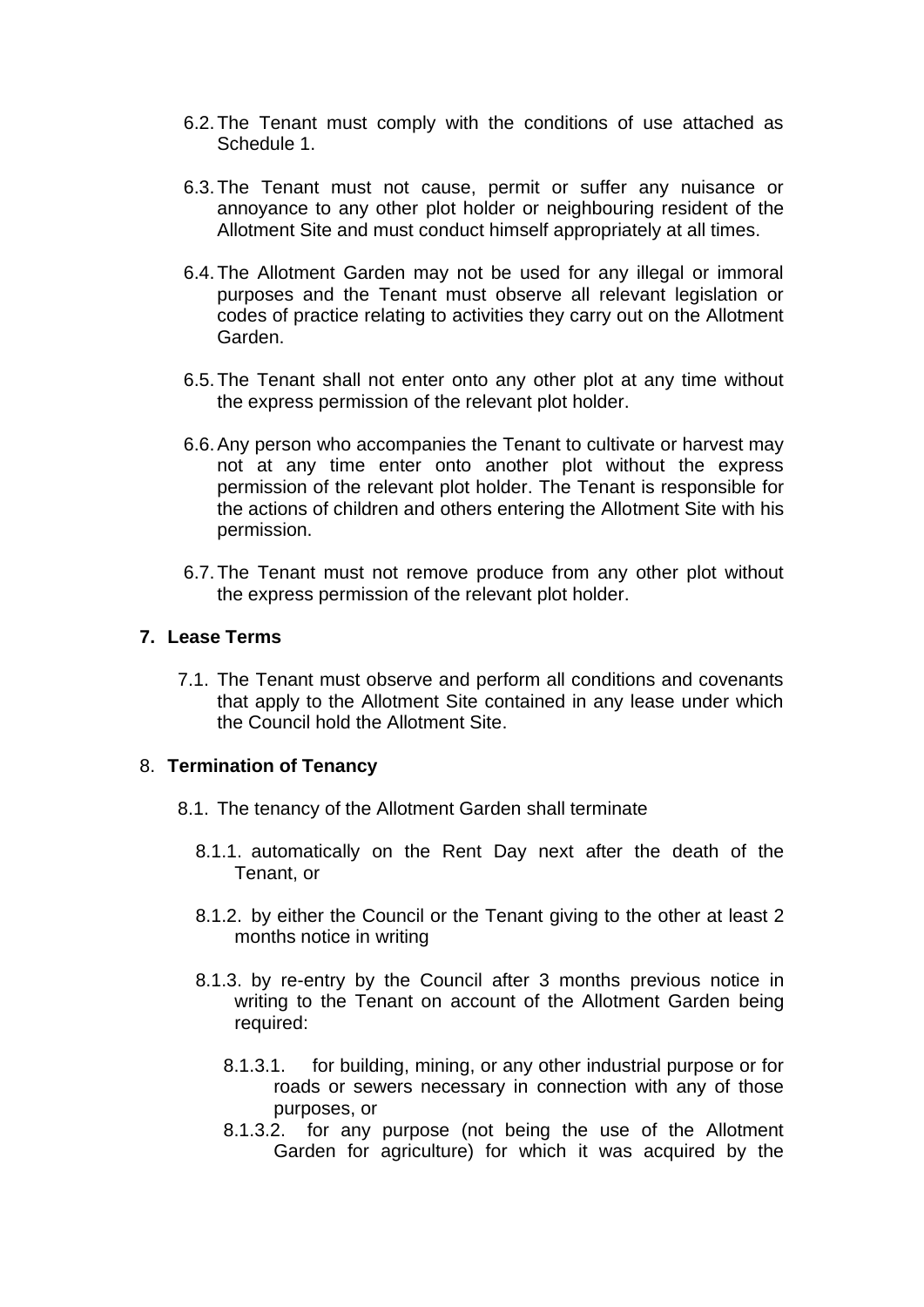6.2. The Tenant must comply with the conditions of use attached as Schedule 1.

6.3. The Tenant must not cause, permit or suffer any nuisance or annoyance to any other plot holder or neighbouring resident of the Allotment Site and must conduct himself appropriately at all times.

6.4. The Allotment Garden may not be used for any illegal or immoral purposes and the Tenant must observe all relevant legislation or codes of practice relating to activities they carry out on the Allotment Garden.

6.5. The Tenant shall not enter onto any other plot at any time without the express permission of the relevant plot holder.

6.6. Any person who accompanies the Tenant to cultivate or harvest may not at any time enter onto another plot without the express permission of the relevant plot holder. The Tenant is responsible for the actions of children and others entering the Allotment Site with his permission.

6.7. The Tenant must not remove produce from any other plot without the express permission of the relevant plot holder.

## 7. Lease Terms

7.1. The Tenant must observe and perform all conditions and covenants that apply to the Allotment Site contained in any lease under which the Council hold the Allotment Site.

## 8. Termination of Tenancy

8.1. The tenancy of the Allotment Garden shall terminate

8.1.1. automatically on the Rent Day next after the death of the Tenant, or

8.1.2. by either the Council or the Tenant giving to the other at least 2 months notice in writing

8.1.3. by re-entry by the Council after 3 months previous notice in writing to the Tenant on account of the Allotment Garden being required:

8.1.3.1. for building, mining, or any other industrial purpose or for roads or sewers necessary in connection with any of those purposes, or

8.1.3.2. for any purpose (not being the use of the Allotment Garden for agriculture) for which it was acquired by the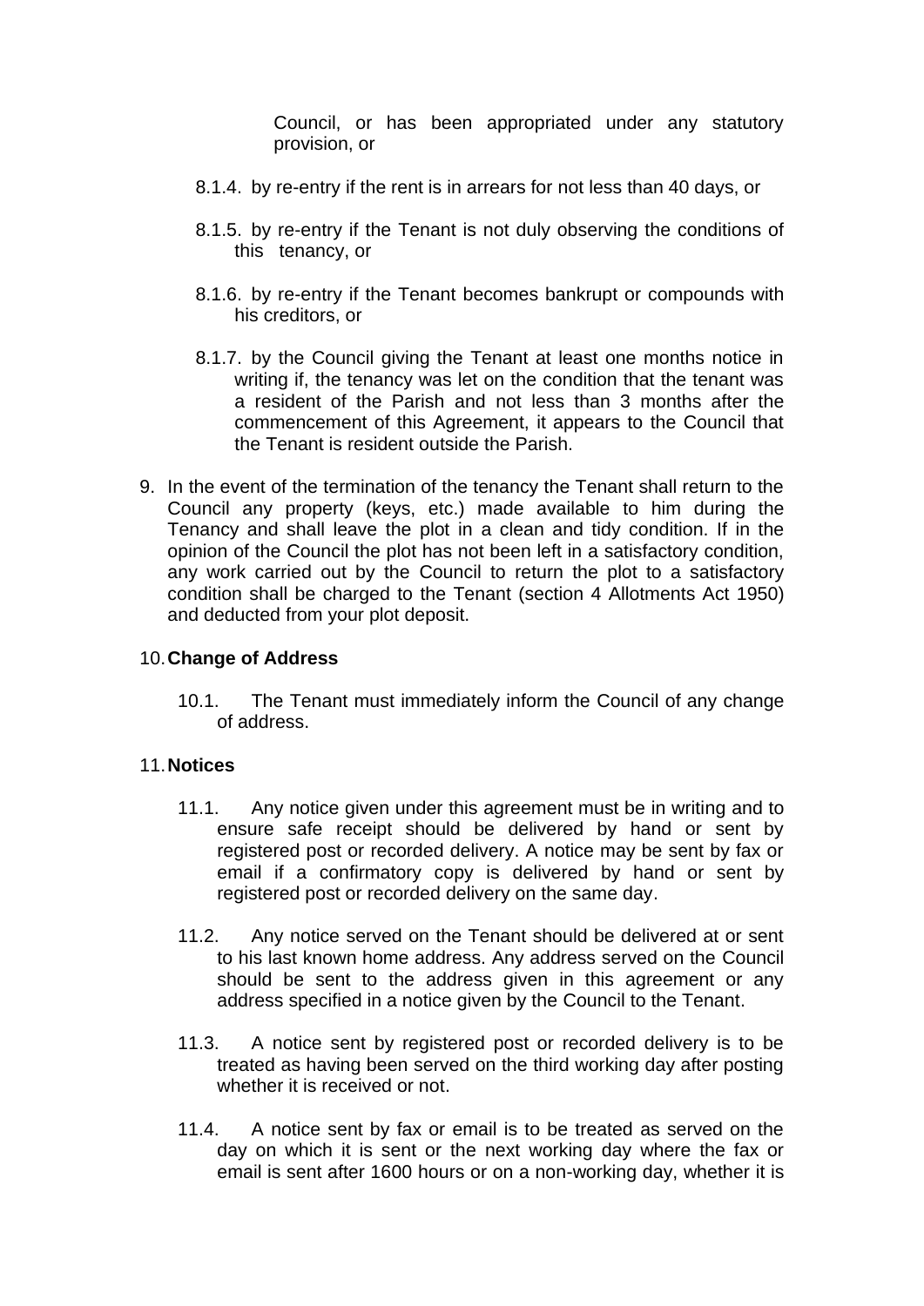Council, or has been appropriated under any statutory provision, or

8.1.4. by re-entry if the rent is in arrears for not less than 40 days, or

8.1.5. by re-entry if the Tenant is not duly observing the conditions of this tenancy, or

8.1.6. by re-entry if the Tenant becomes bankrupt or compounds with his creditors, or

8.1.7. by the Council giving the Tenant at least one months notice in writing if, the tenancy was let on the condition that the tenant was a resident of the Parish and not less than 3 months after the commencement of this Agreement, it appears to the Council that the Tenant is resident outside the Parish.

9. In the event of the termination of the tenancy the Tenant shall return to the Council any property (keys, etc.) made available to him during the Tenancy and shall leave the plot in a clean and tidy condition. If in the opinion of the Council the plot has not been left in a satisfactory condition, any work carried out by the Council to return the plot to a satisfactory condition shall be charged to the Tenant (section 4 Allotments Act 1950) and deducted from your plot deposit.

10. **Change of Address**

10.1. The Tenant must immediately inform the Council of any change of address.

11. **Notices**

11.1. Any notice given under this agreement must be in writing and to ensure safe receipt should be delivered by hand or sent by registered post or recorded delivery. A notice may be sent by fax or email if a confirmatory copy is delivered by hand or sent by registered post or recorded delivery on the same day.

11.2. Any notice served on the Tenant should be delivered at or sent to his last known home address. Any address served on the Council should be sent to the address given in this agreement or any address specified in a notice given by the Council to the Tenant.

11.3. A notice sent by registered post or recorded delivery is to be treated as having been served on the third working day after posting whether it is received or not.

11.4. A notice sent by fax or email is to be treated as served on the day on which it is sent or the next working day where the fax or email is sent after 1600 hours or on a non-working day, whether it is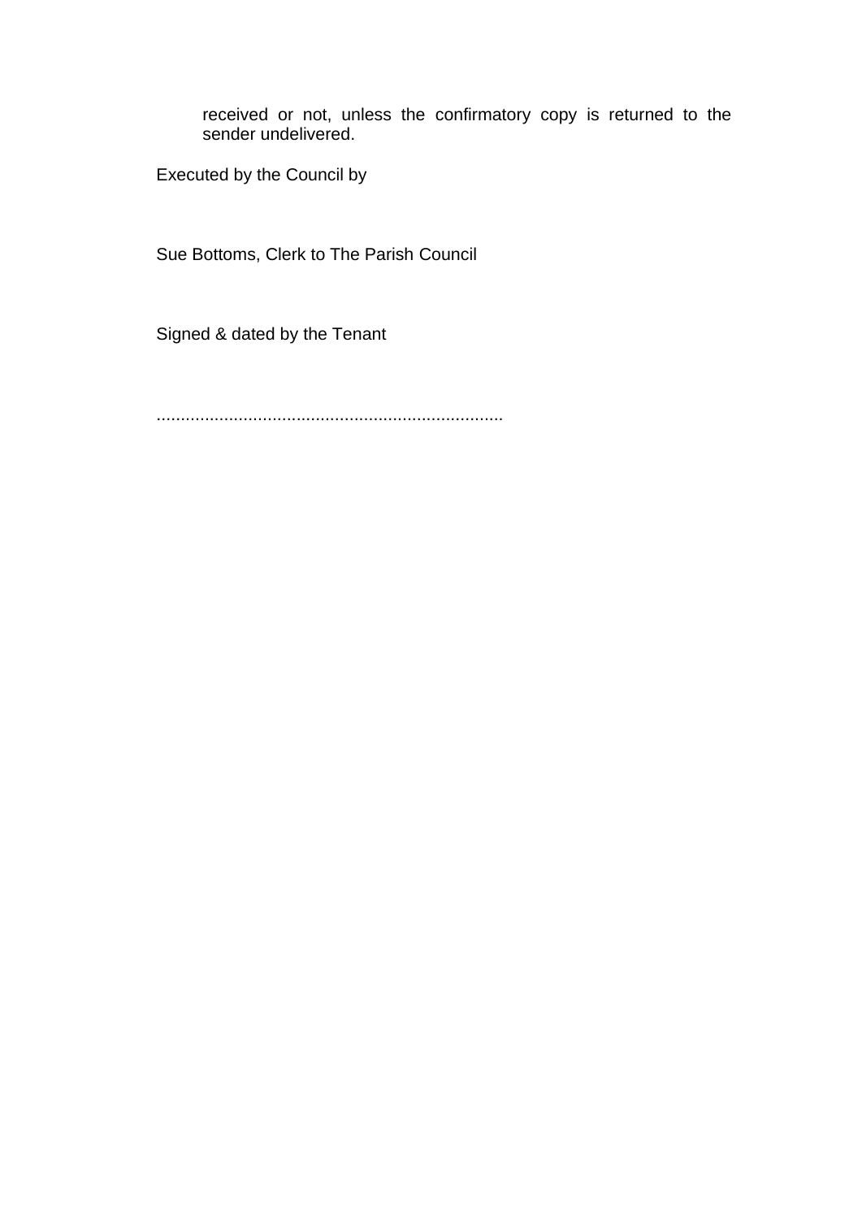received or not, unless the confirmatory copy is returned to the sender undelivered.

Executed by the Council by

Sue Bottoms, Clerk to The Parish Council

Signed & dated by the Tenant

.......................................................................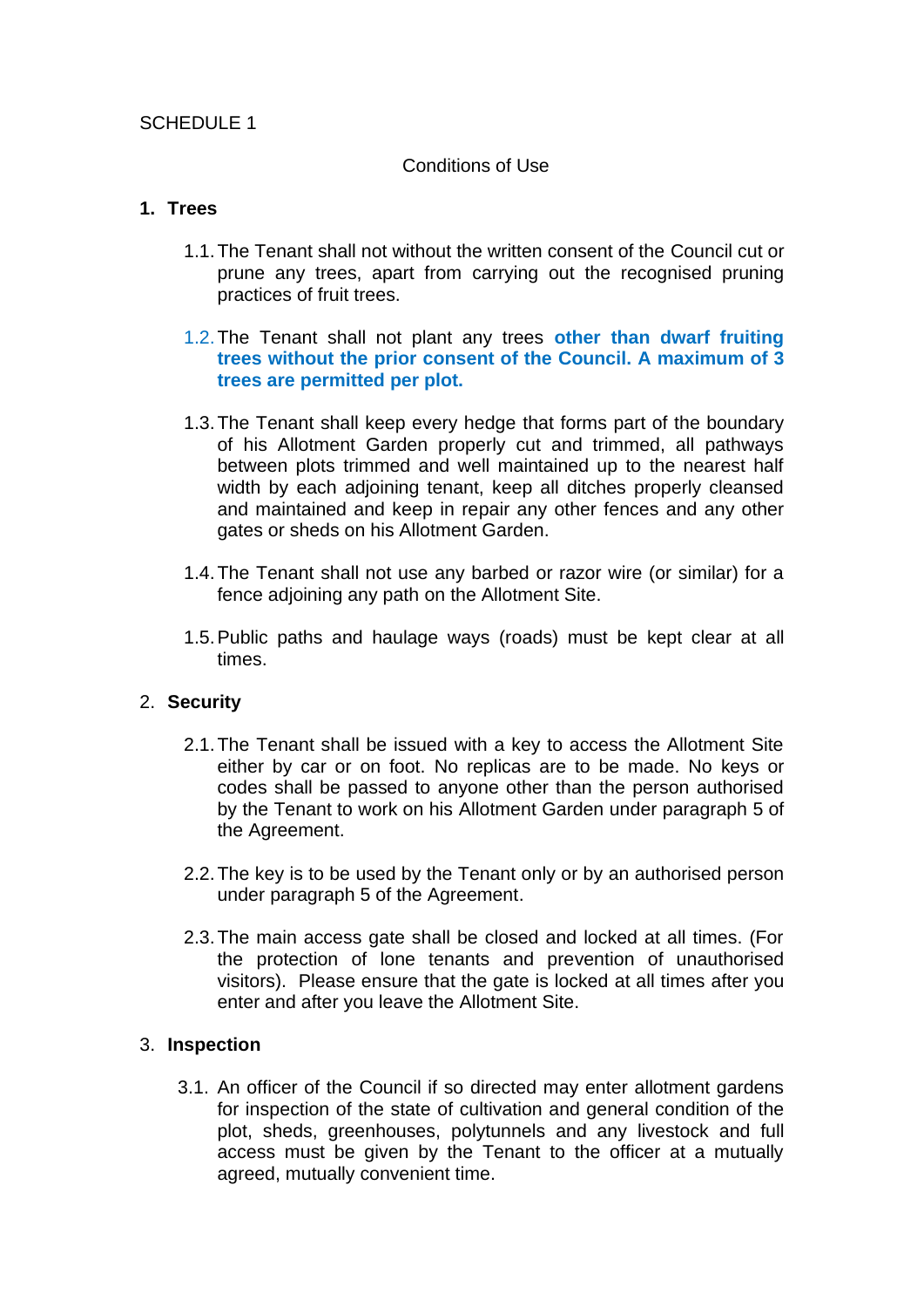SCHEDULE 1

Conditions of Use

## 1. Trees

1.1. The Tenant shall not without the written consent of the Council cut or prune any trees, apart from carrying out the recognised pruning practices of fruit trees.

1.2. The Tenant shall not plant any trees **other than dwarf fruiting trees without the prior consent of the Council. A maximum of 3 trees are permitted per plot.**

1.3. The Tenant shall keep every hedge that forms part of the boundary of his Allotment Garden properly cut and trimmed, all pathways between plots trimmed and well maintained up to the nearest half width by each adjoining tenant, keep all ditches properly cleansed and maintained and keep in repair any other fences and any other gates or sheds on his Allotment Garden.

1.4. The Tenant shall not use any barbed or razor wire (or similar) for a fence adjoining any path on the Allotment Site.

1.5. Public paths and haulage ways (roads) must be kept clear at all times.

## 2. Security

2.1. The Tenant shall be issued with a key to access the Allotment Site either by car or on foot. No replicas are to be made. No keys or codes shall be passed to anyone other than the person authorised by the Tenant to work on his Allotment Garden under paragraph 5 of the Agreement.

2.2. The key is to be used by the Tenant only or by an authorised person under paragraph 5 of the Agreement.

2.3. The main access gate shall be closed and locked at all times. (For the protection of lone tenants and prevention of unauthorised visitors). Please ensure that the gate is locked at all times after you enter and after you leave the Allotment Site.

## 3. Inspection

3.1. An officer of the Council if so directed may enter allotment gardens for inspection of the state of cultivation and general condition of the plot, sheds, greenhouses, polytunnels and any livestock and full access must be given by the Tenant to the officer at a mutually agreed, mutually convenient time.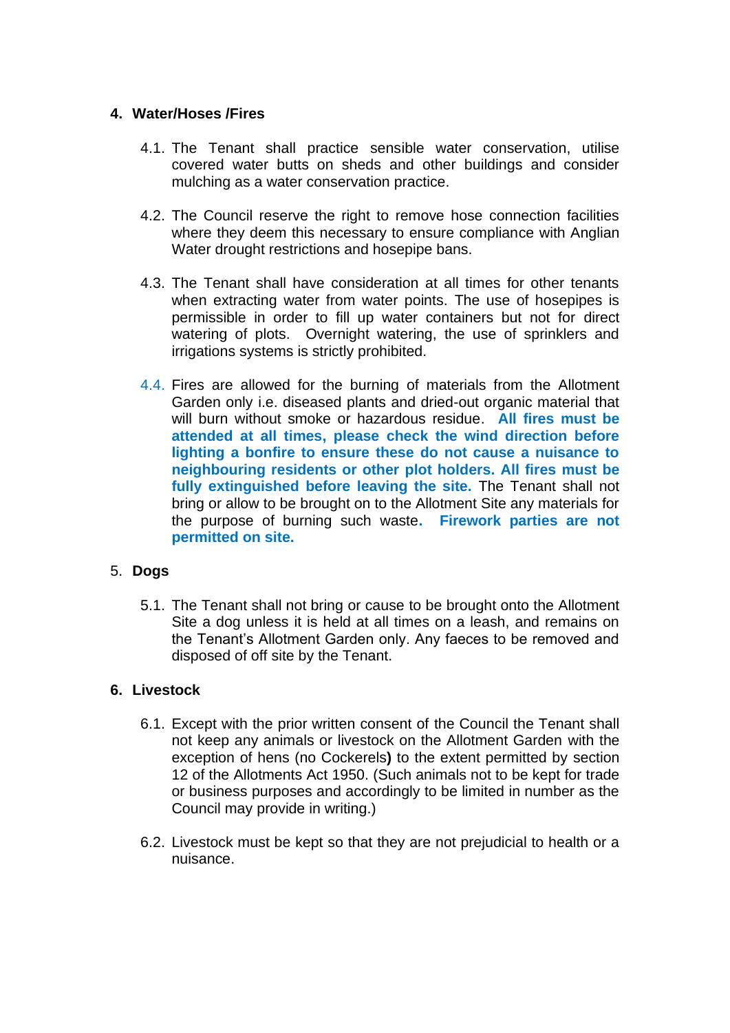## 4. Water/Hoses /Fires

4.1. The Tenant shall practice sensible water conservation, utilise covered water butts on sheds and other buildings and consider mulching as a water conservation practice.

4.2. The Council reserve the right to remove hose connection facilities where they deem this necessary to ensure compliance with Anglian Water drought restrictions and hosepipe bans.

4.3. The Tenant shall have consideration at all times for other tenants when extracting water from water points. The use of hosepipes is permissible in order to fill up water containers but not for direct watering of plots. Overnight watering, the use of sprinklers and irrigations systems is strictly prohibited.

4.4. Fires are allowed for the burning of materials from the Allotment Garden only i.e. diseased plants and dried-out organic material that will burn without smoke or hazardous residue. **All fires must be attended at all times, please check the wind direction before lighting a bonfire to ensure these do not cause a nuisance to neighbouring residents or other plot holders. All fires must be fully extinguished before leaving the site.** The Tenant shall not bring or allow to be brought on to the Allotment Site any materials for the purpose of burning such waste**. Firework parties are not permitted on site.**

## 5. Dogs

5.1. The Tenant shall not bring or cause to be brought onto the Allotment Site a dog unless it is held at all times on a leash, and remains on the Tenant's Allotment Garden only. Any faeces to be removed and disposed of off site by the Tenant.

## 6. Livestock

6.1. Except with the prior written consent of the Council the Tenant shall not keep any animals or livestock on the Allotment Garden with the exception of hens (no Cockerels**)** to the extent permitted by section 12 of the Allotments Act 1950. (Such animals not to be kept for trade or business purposes and accordingly to be limited in number as the Council may provide in writing.)

6.2. Livestock must be kept so that they are not prejudicial to health or a nuisance.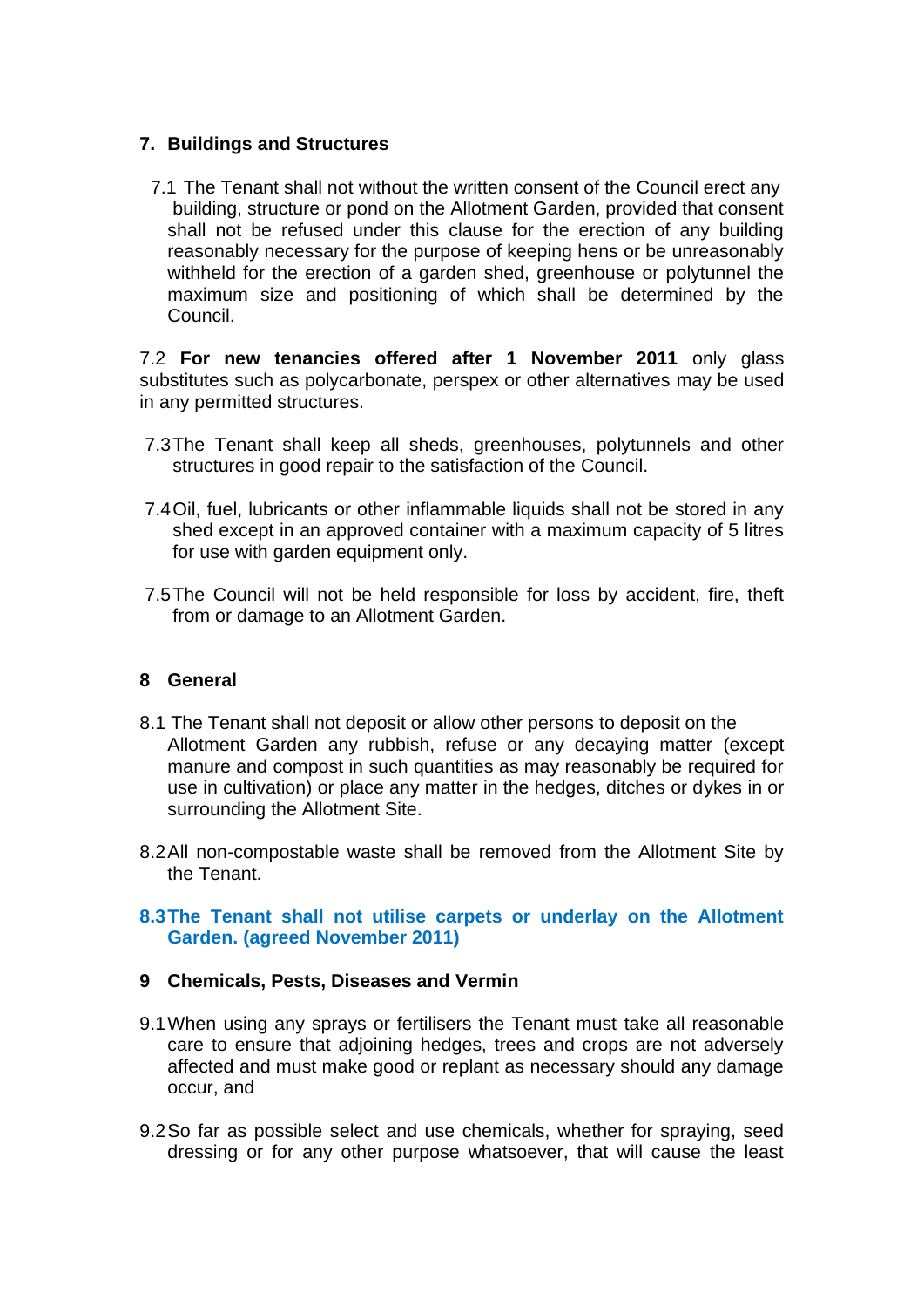## 7. Buildings and Structures

7.1 The Tenant shall not without the written consent of the Council erect any building, structure or pond on the Allotment Garden, provided that consent shall not be refused under this clause for the erection of any building reasonably necessary for the purpose of keeping hens or be unreasonably withheld for the erection of a garden shed, greenhouse or polytunnel the maximum size and positioning of which shall be determined by the Council.

7.2 **For new tenancies offered after 1 November 2011** only glass substitutes such as polycarbonate, perspex or other alternatives may be used in any permitted structures.

7.3 The Tenant shall keep all sheds, greenhouses, polytunnels and other structures in good repair to the satisfaction of the Council.

7.4 Oil, fuel, lubricants or other inflammable liquids shall not be stored in any shed except in an approved container with a maximum capacity of 5 litres for use with garden equipment only.

7.5 The Council will not be held responsible for loss by accident, fire, theft from or damage to an Allotment Garden.

## 8 General

8.1 The Tenant shall not deposit or allow other persons to deposit on the Allotment Garden any rubbish, refuse or any decaying matter (except manure and compost in such quantities as may reasonably be required for use in cultivation) or place any matter in the hedges, ditches or dykes in or surrounding the Allotment Site.

8.2 All non-compostable waste shall be removed from the Allotment Site by the Tenant.

**8.3 The Tenant shall not utilise carpets or underlay on the Allotment Garden. (agreed November 2011)**

## 9 Chemicals, Pests, Diseases and Vermin

9.1 When using any sprays or fertilisers the Tenant must take all reasonable care to ensure that adjoining hedges, trees and crops are not adversely affected and must make good or replant as necessary should any damage occur, and

9.2 So far as possible select and use chemicals, whether for spraying, seed dressing or for any other purpose whatsoever, that will cause the least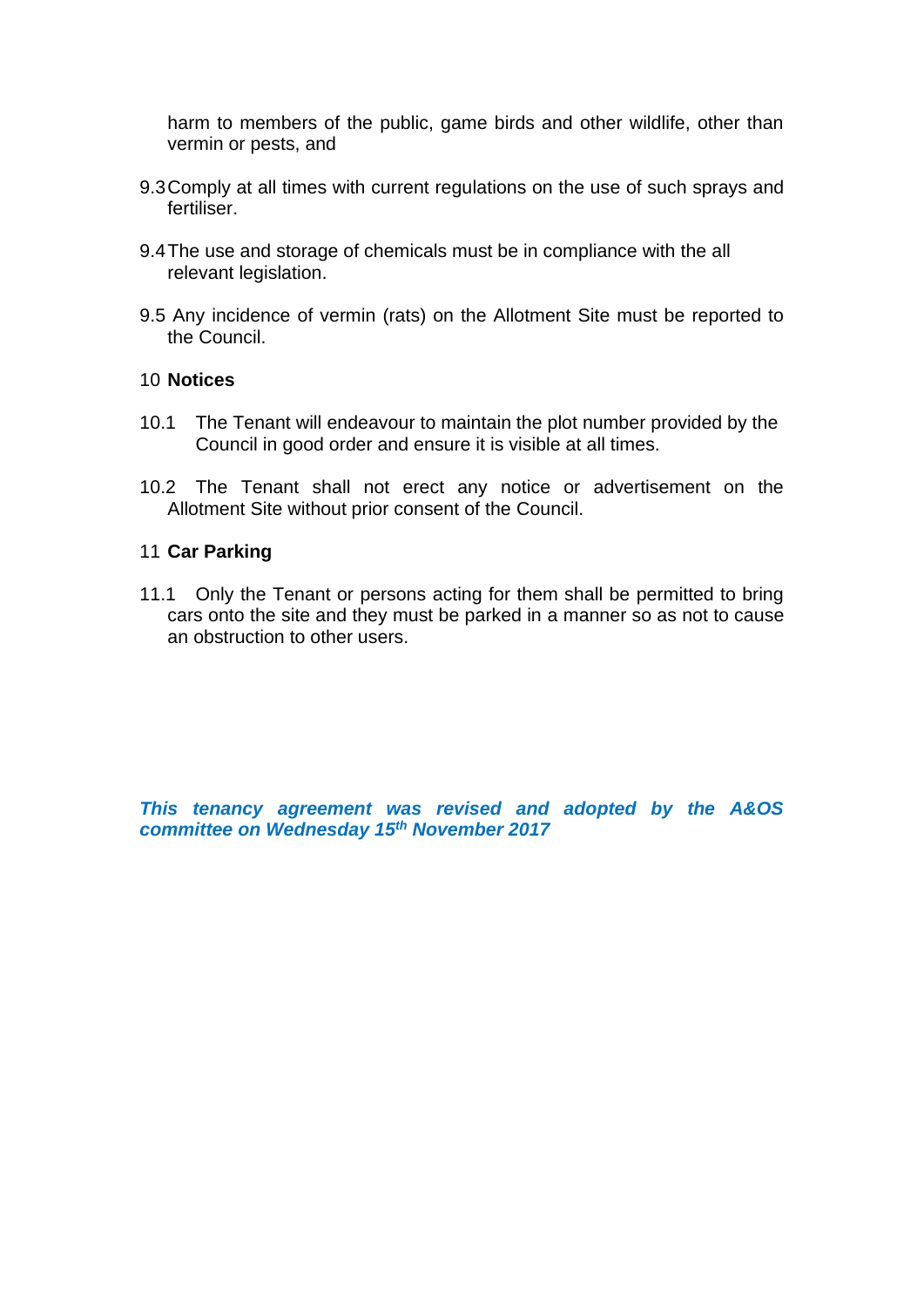harm to members of the public, game birds and other wildlife, other than vermin or pests, and

9.3 Comply at all times with current regulations on the use of such sprays and fertiliser.

9.4 The use and storage of chemicals must be in compliance with the all relevant legislation.

9.5 Any incidence of vermin (rats) on the Allotment Site must be reported to the Council.

## 10 Notices

10.1 The Tenant will endeavour to maintain the plot number provided by the Council in good order and ensure it is visible at all times.

10.2 The Tenant shall not erect any notice or advertisement on the Allotment Site without prior consent of the Council.

## 11 Car Parking

11.1 Only the Tenant or persons acting for them shall be permitted to bring cars onto the site and they must be parked in a manner so as not to cause an obstruction to other users.

***This tenancy agreement was revised and adopted by the A&OS committee on Wednesday 15th November 2017***